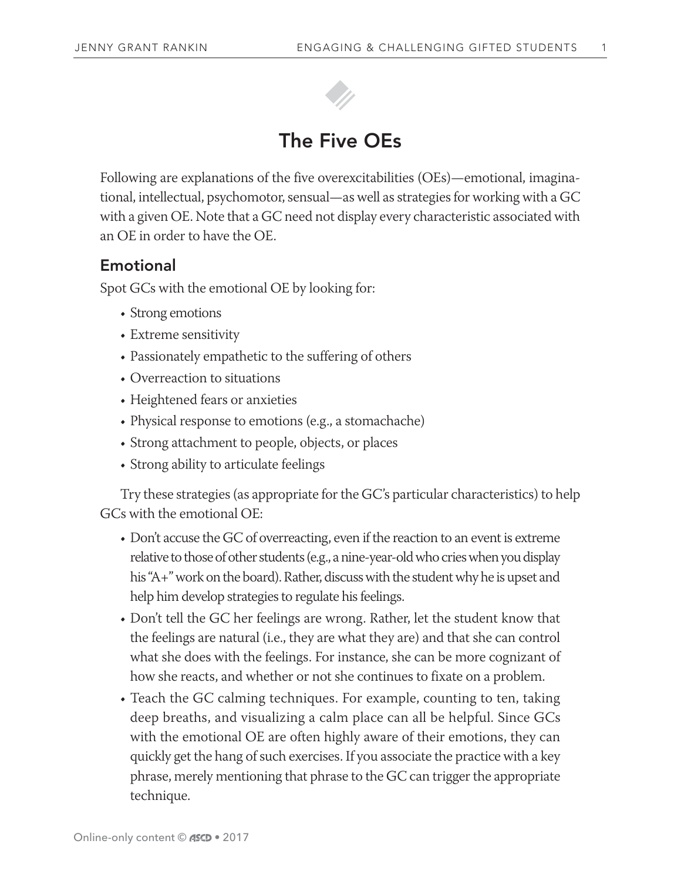# The Five OEs

Following are explanations of the five overexcitabilities (OEs)—emotional, imaginational, intellectual, psychomotor, sensual—as well as strategies for working with a GC with a given OE. Note that a GC need not display every characteristic associated with an OE in order to have the OE.

## Emotional

Spot GCs with the emotional OE by looking for:

- Strong emotions
- Extreme sensitivity
- Passionately empathetic to the suffering of others
- Overreaction to situations
- Heightened fears or anxieties
- Physical response to emotions (e.g., a stomachache)
- Strong attachment to people, objects, or places
- Strong ability to articulate feelings

Try these strategies (as appropriate for the GC's particular characteristics) to help GCs with the emotional OE:

- Don't accuse the GC of overreacting, even if the reaction to an event is extreme relative to those of other students (e.g., a nine-year-old who cries when you display his "A+" work on the board). Rather, discuss with the student why he is upset and help him develop strategies to regulate his feelings.
- Don't tell the GC her feelings are wrong. Rather, let the student know that the feelings are natural (i.e., they are what they are) and that she can control what she does with the feelings. For instance, she can be more cognizant of how she reacts, and whether or not she continues to fixate on a problem.
- Teach the GC calming techniques. For example, counting to ten, taking deep breaths, and visualizing a calm place can all be helpful. Since GCs with the emotional OE are often highly aware of their emotions, they can quickly get the hang of such exercises. If you associate the practice with a key phrase, merely mentioning that phrase to the GC can trigger the appropriate technique.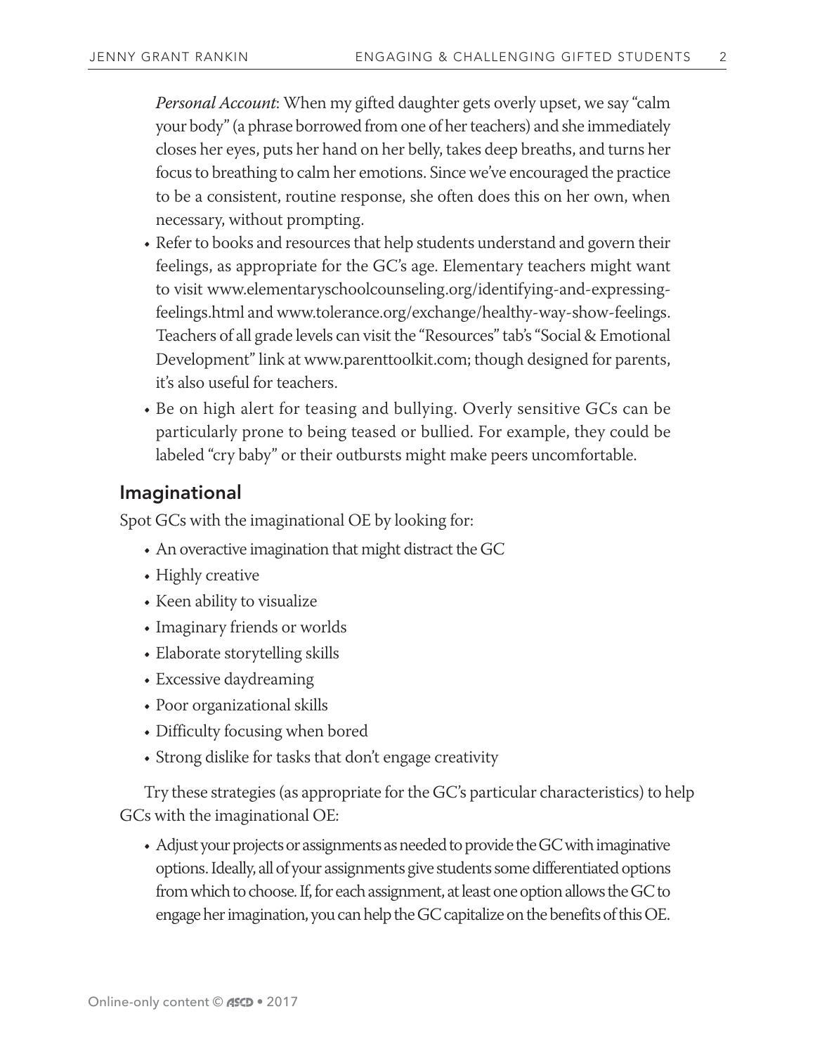*Personal Account*: When my gifted daughter gets overly upset, we say "calm your body" (a phrase borrowed from one of her teachers) and she immediately closes her eyes, puts her hand on her belly, takes deep breaths, and turns her focus to breathing to calm her emotions. Since we've encouraged the practice to be a consistent, routine response, she often does this on her own, when necessary, without prompting.

- Refer to books and resources that help students understand and govern their feelings, as appropriate for the GC's age. Elementary teachers might want to visit www.elementaryschoolcounseling.org/identifying-and-expressing-feelings.html and www.tolerance.org/exchange/healthy-way-show-feelings. Teachers of all grade levels can visit the "Resources" tab's "Social & Emotional Development" link at www.parenttoolkit.com; though designed for parents, it's also useful for teachers.
- Be on high alert for teasing and bullying. Overly sensitive GCs can be particularly prone to being teased or bullied. For example, they could be labeled "cry baby" or their outbursts might make peers uncomfortable.

## Imaginational

Spot GCs with the imaginational OE by looking for:

- An overactive imagination that might distract the GC
- Highly creative
- Keen ability to visualize
- Imaginary friends or worlds
- Elaborate storytelling skills
- Excessive daydreaming
- Poor organizational skills
- Difficulty focusing when bored
- Strong dislike for tasks that don't engage creativity

Try these strategies (as appropriate for the GC's particular characteristics) to help GCs with the imaginational OE:

- Adjust your projects or assignments as needed to provide the GC with imaginative options. Ideally, all of your assignments give students some differentiated options from which to choose. If, for each assignment, at least one option allows the GC to engage her imagination, you can help the GC capitalize on the benefits of this OE.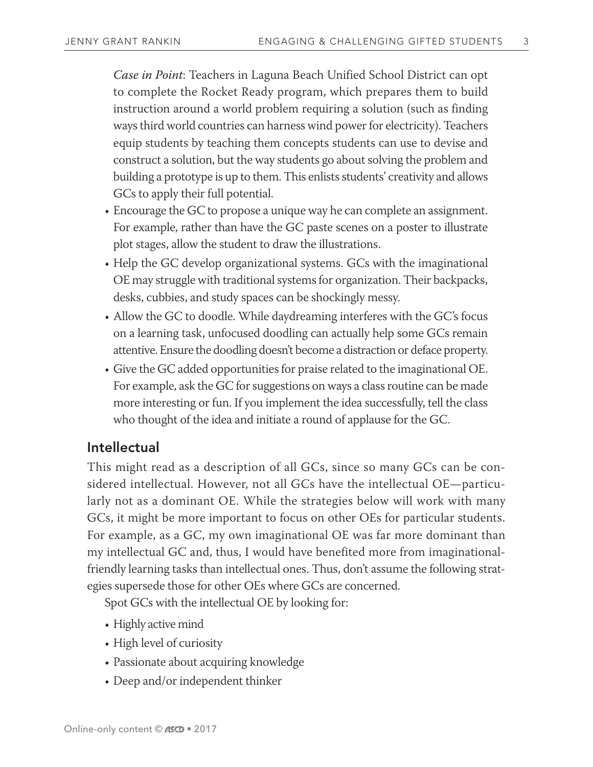*Case in Point*: Teachers in Laguna Beach Unified School District can opt to complete the Rocket Ready program, which prepares them to build instruction around a world problem requiring a solution (such as finding ways third world countries can harness wind power for electricity). Teachers equip students by teaching them concepts students can use to devise and construct a solution, but the way students go about solving the problem and building a prototype is up to them. This enlists students' creativity and allows GCs to apply their full potential.

- Encourage the GC to propose a unique way he can complete an assignment. For example, rather than have the GC paste scenes on a poster to illustrate plot stages, allow the student to draw the illustrations.
- Help the GC develop organizational systems. GCs with the imaginational OE may struggle with traditional systems for organization. Their backpacks, desks, cubbies, and study spaces can be shockingly messy.
- Allow the GC to doodle. While daydreaming interferes with the GC's focus on a learning task, unfocused doodling can actually help some GCs remain attentive. Ensure the doodling doesn't become a distraction or deface property.
- Give the GC added opportunities for praise related to the imaginational OE. For example, ask the GC for suggestions on ways a class routine can be made more interesting or fun. If you implement the idea successfully, tell the class who thought of the idea and initiate a round of applause for the GC.

## Intellectual

This might read as a description of all GCs, since so many GCs can be considered intellectual. However, not all GCs have the intellectual OE—particularly not as a dominant OE. While the strategies below will work with many GCs, it might be more important to focus on other OEs for particular students. For example, as a GC, my own imaginational OE was far more dominant than my intellectual GC and, thus, I would have benefited more from imaginational-friendly learning tasks than intellectual ones. Thus, don't assume the following strategies supersede those for other OEs where GCs are concerned.

Spot GCs with the intellectual OE by looking for:

- Highly active mind
- High level of curiosity
- Passionate about acquiring knowledge
- Deep and/or independent thinker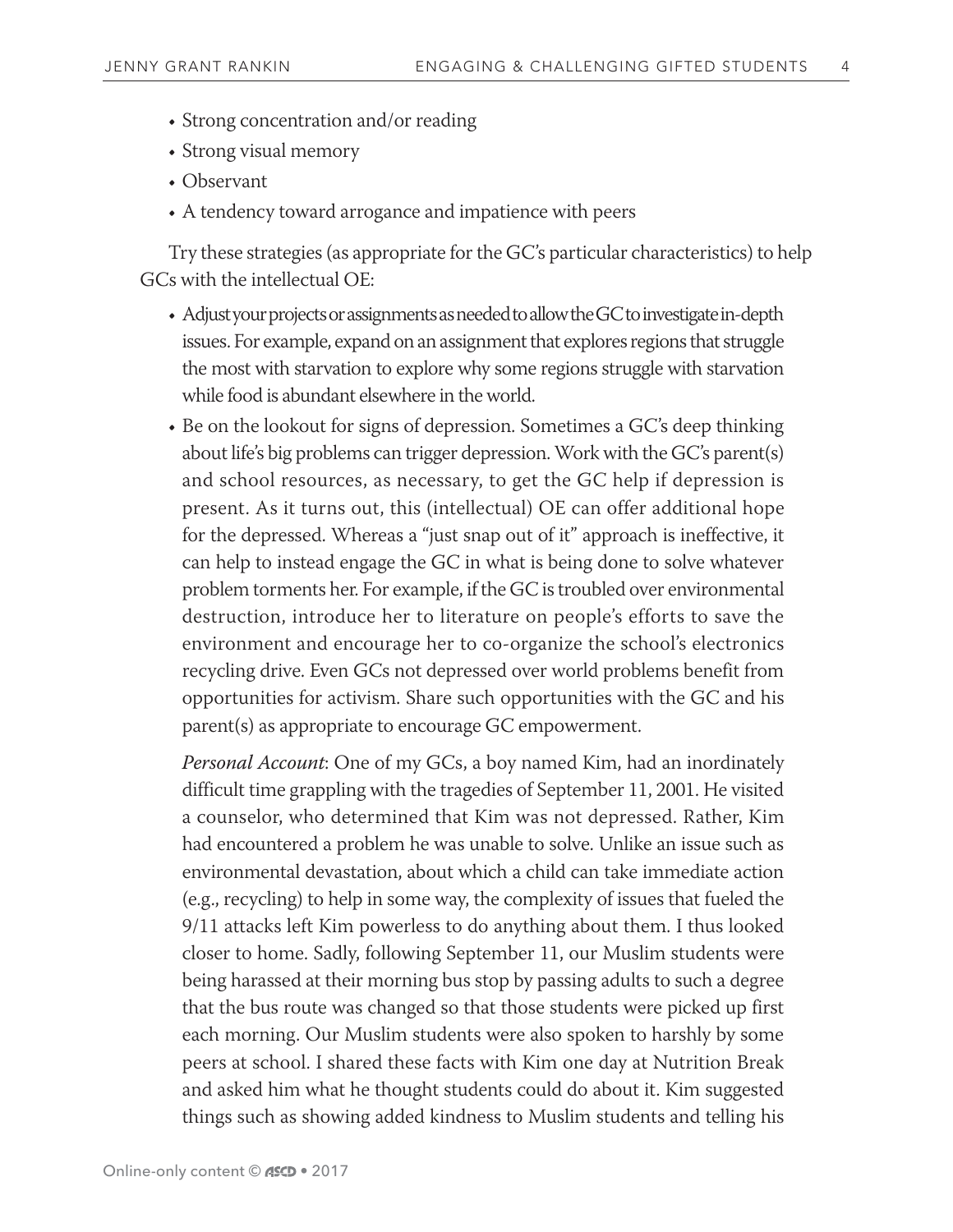- Strong concentration and/or reading
- Strong visual memory
- Observant
- A tendency toward arrogance and impatience with peers

Try these strategies (as appropriate for the GC's particular characteristics) to help GCs with the intellectual OE:

- Adjust your projects or assignments as needed to allow the GC to investigate in-depth issues. For example, expand on an assignment that explores regions that struggle the most with starvation to explore why some regions struggle with starvation while food is abundant elsewhere in the world.
- Be on the lookout for signs of depression. Sometimes a GC's deep thinking about life's big problems can trigger depression. Work with the GC's parent(s) and school resources, as necessary, to get the GC help if depression is present. As it turns out, this (intellectual) OE can offer additional hope for the depressed. Whereas a "just snap out of it" approach is ineffective, it can help to instead engage the GC in what is being done to solve whatever problem torments her. For example, if the GC is troubled over environmental destruction, introduce her to literature on people's efforts to save the environment and encourage her to co-organize the school's electronics recycling drive. Even GCs not depressed over world problems benefit from opportunities for activism. Share such opportunities with the GC and his parent(s) as appropriate to encourage GC empowerment.

  *Personal Account*: One of my GCs, a boy named Kim, had an inordinately difficult time grappling with the tragedies of September 11, 2001. He visited a counselor, who determined that Kim was not depressed. Rather, Kim had encountered a problem he was unable to solve. Unlike an issue such as environmental devastation, about which a child can take immediate action (e.g., recycling) to help in some way, the complexity of issues that fueled the 9/11 attacks left Kim powerless to do anything about them. I thus looked closer to home. Sadly, following September 11, our Muslim students were being harassed at their morning bus stop by passing adults to such a degree that the bus route was changed so that those students were picked up first each morning. Our Muslim students were also spoken to harshly by some peers at school. I shared these facts with Kim one day at Nutrition Break and asked him what he thought students could do about it. Kim suggested things such as showing added kindness to Muslim students and telling his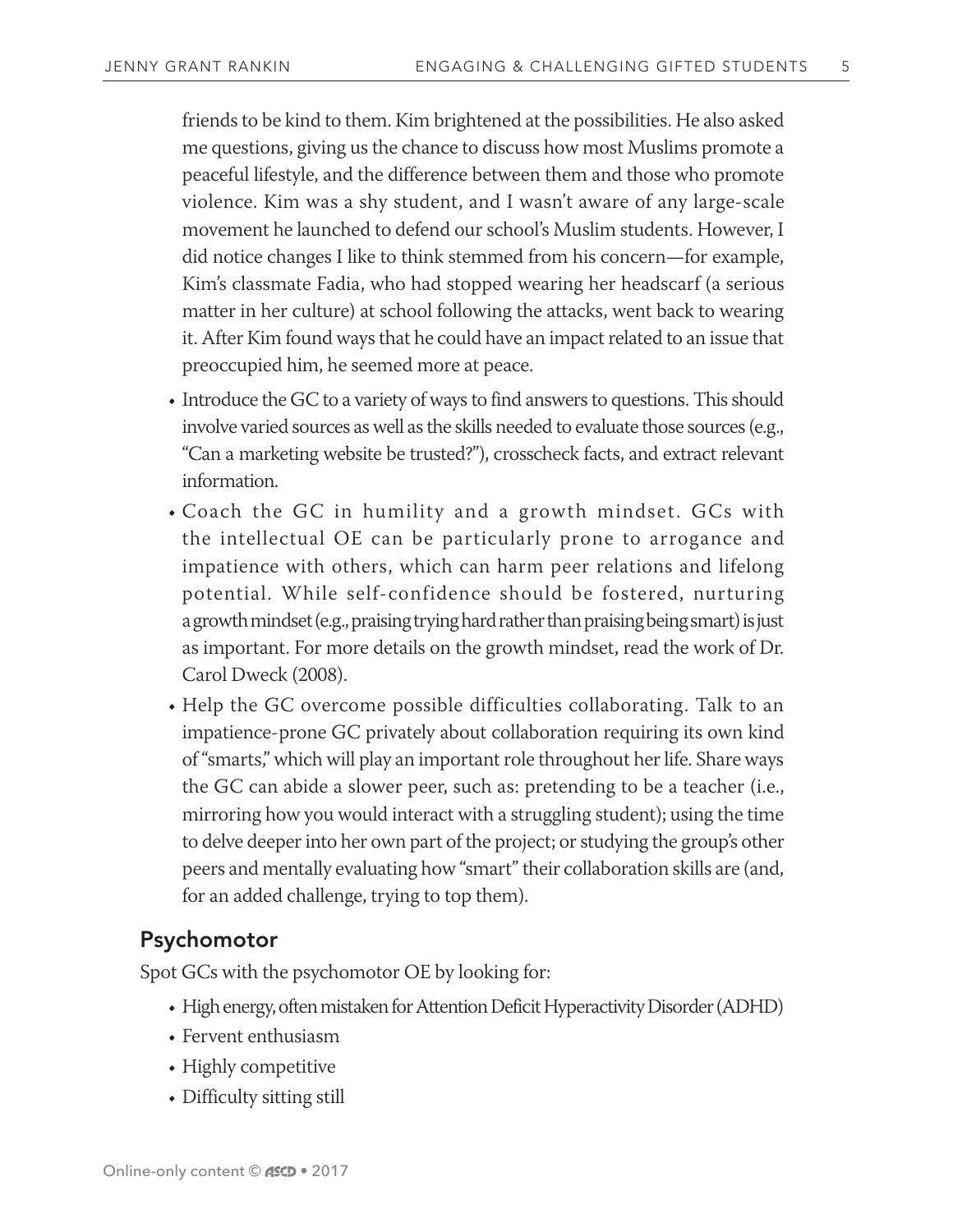friends to be kind to them. Kim brightened at the possibilities. He also asked me questions, giving us the chance to discuss how most Muslims promote a peaceful lifestyle, and the difference between them and those who promote violence. Kim was a shy student, and I wasn't aware of any large-scale movement he launched to defend our school's Muslim students. However, I did notice changes I like to think stemmed from his concern—for example, Kim's classmate Fadia, who had stopped wearing her headscarf (a serious matter in her culture) at school following the attacks, went back to wearing it. After Kim found ways that he could have an impact related to an issue that preoccupied him, he seemed more at peace.

- Introduce the GC to a variety of ways to find answers to questions. This should involve varied sources as well as the skills needed to evaluate those sources (e.g., "Can a marketing website be trusted?"), crosscheck facts, and extract relevant information.
- Coach the GC in humility and a growth mindset. GCs with the intellectual OE can be particularly prone to arrogance and impatience with others, which can harm peer relations and lifelong potential. While self-confidence should be fostered, nurturing a growth mindset (e.g., praising trying hard rather than praising being smart) is just as important. For more details on the growth mindset, read the work of Dr. Carol Dweck (2008).
- Help the GC overcome possible difficulties collaborating. Talk to an impatience-prone GC privately about collaboration requiring its own kind of "smarts," which will play an important role throughout her life. Share ways the GC can abide a slower peer, such as: pretending to be a teacher (i.e., mirroring how you would interact with a struggling student); using the time to delve deeper into her own part of the project; or studying the group's other peers and mentally evaluating how "smart" their collaboration skills are (and, for an added challenge, trying to top them).

## Psychomotor

Spot GCs with the psychomotor OE by looking for:

- High energy, often mistaken for Attention Deficit Hyperactivity Disorder (ADHD)
- Fervent enthusiasm
- Highly competitive
- Difficulty sitting still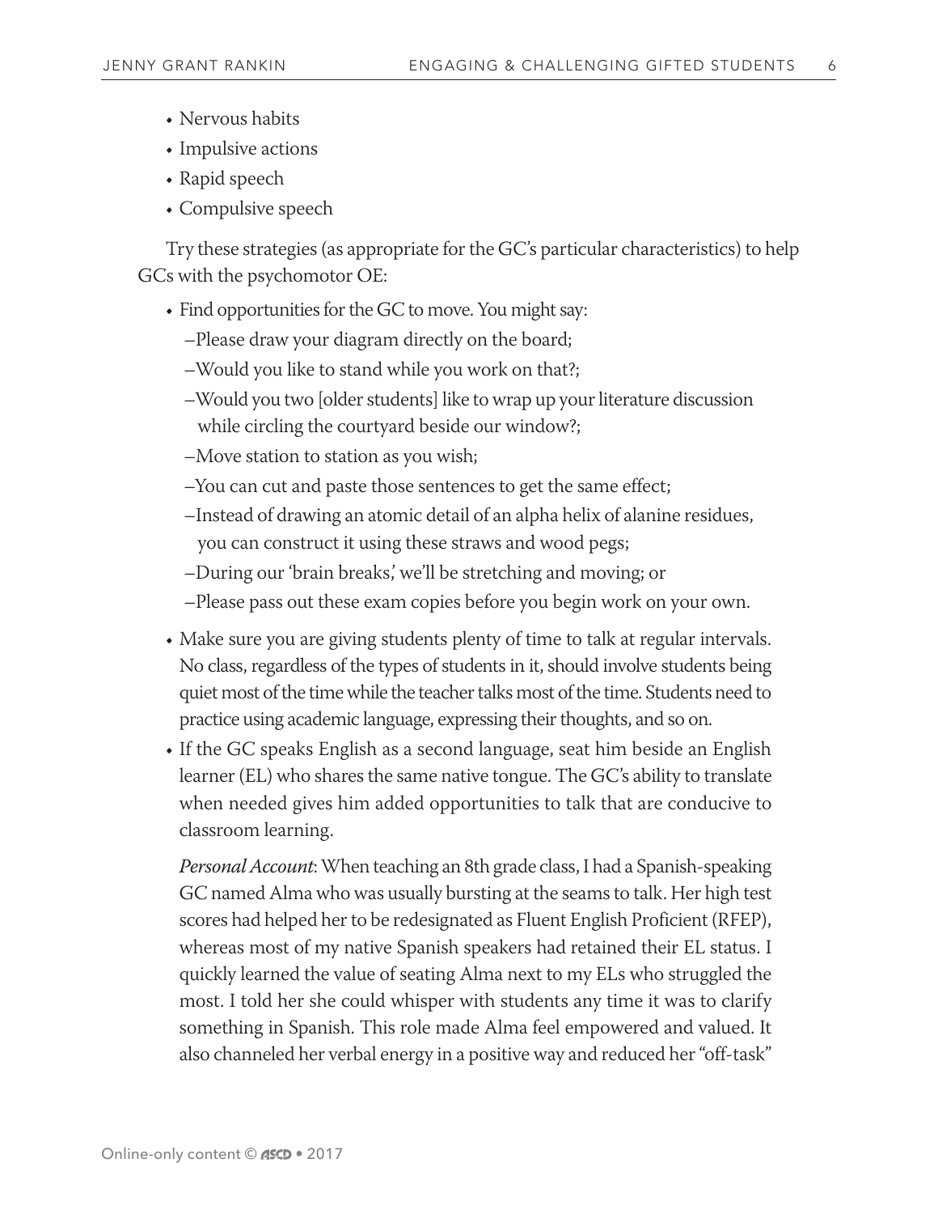- Nervous habits
- Impulsive actions
- Rapid speech
- Compulsive speech

Try these strategies (as appropriate for the GC's particular characteristics) to help GCs with the psychomotor OE:

- Find opportunities for the GC to move. You might say:
  - –Please draw your diagram directly on the board;
  - –Would you like to stand while you work on that?;
  - –Would you two [older students] like to wrap up your literature discussion while circling the courtyard beside our window?;
  - –Move station to station as you wish;
  - –You can cut and paste those sentences to get the same effect;
  - –Instead of drawing an atomic detail of an alpha helix of alanine residues, you can construct it using these straws and wood pegs;
  - –During our 'brain breaks,' we'll be stretching and moving; or
  - –Please pass out these exam copies before you begin work on your own.
- Make sure you are giving students plenty of time to talk at regular intervals. No class, regardless of the types of students in it, should involve students being quiet most of the time while the teacher talks most of the time. Students need to practice using academic language, expressing their thoughts, and so on.
- If the GC speaks English as a second language, seat him beside an English learner (EL) who shares the same native tongue. The GC's ability to translate when needed gives him added opportunities to talk that are conducive to classroom learning.

  *Personal Account*: When teaching an 8th grade class, I had a Spanish-speaking GC named Alma who was usually bursting at the seams to talk. Her high test scores had helped her to be redesignated as Fluent English Proficient (RFEP), whereas most of my native Spanish speakers had retained their EL status. I quickly learned the value of seating Alma next to my ELs who struggled the most. I told her she could whisper with students any time it was to clarify something in Spanish. This role made Alma feel empowered and valued. It also channeled her verbal energy in a positive way and reduced her "off-task"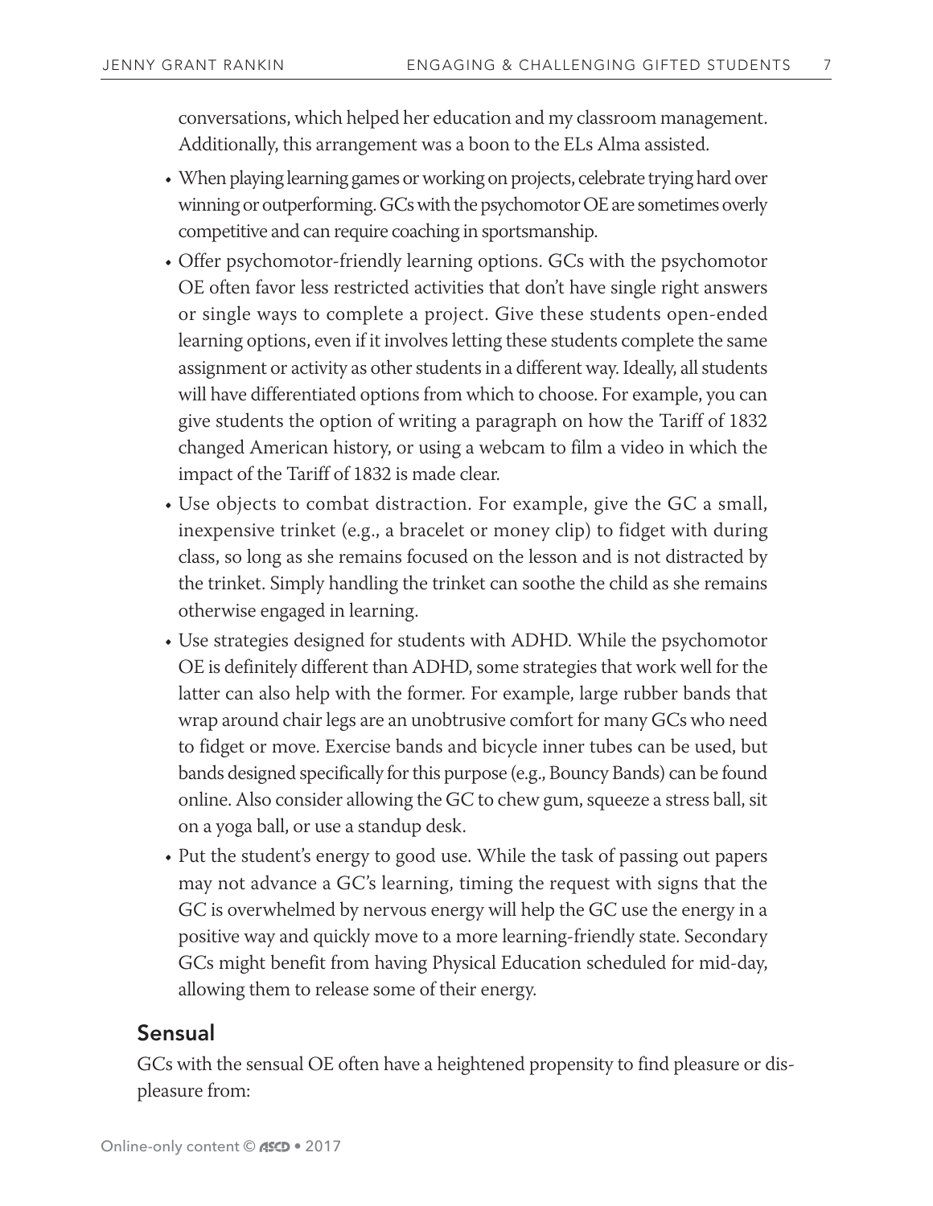conversations, which helped her education and my classroom management. Additionally, this arrangement was a boon to the ELs Alma assisted.

- When playing learning games or working on projects, celebrate trying hard over winning or outperforming. GCs with the psychomotor OE are sometimes overly competitive and can require coaching in sportsmanship.
- Offer psychomotor-friendly learning options. GCs with the psychomotor OE often favor less restricted activities that don't have single right answers or single ways to complete a project. Give these students open-ended learning options, even if it involves letting these students complete the same assignment or activity as other students in a different way. Ideally, all students will have differentiated options from which to choose. For example, you can give students the option of writing a paragraph on how the Tariff of 1832 changed American history, or using a webcam to film a video in which the impact of the Tariff of 1832 is made clear.
- Use objects to combat distraction. For example, give the GC a small, inexpensive trinket (e.g., a bracelet or money clip) to fidget with during class, so long as she remains focused on the lesson and is not distracted by the trinket. Simply handling the trinket can soothe the child as she remains otherwise engaged in learning.
- Use strategies designed for students with ADHD. While the psychomotor OE is definitely different than ADHD, some strategies that work well for the latter can also help with the former. For example, large rubber bands that wrap around chair legs are an unobtrusive comfort for many GCs who need to fidget or move. Exercise bands and bicycle inner tubes can be used, but bands designed specifically for this purpose (e.g., Bouncy Bands) can be found online. Also consider allowing the GC to chew gum, squeeze a stress ball, sit on a yoga ball, or use a standup desk.
- Put the student's energy to good use. While the task of passing out papers may not advance a GC's learning, timing the request with signs that the GC is overwhelmed by nervous energy will help the GC use the energy in a positive way and quickly move to a more learning-friendly state. Secondary GCs might benefit from having Physical Education scheduled for mid-day, allowing them to release some of their energy.

## Sensual

GCs with the sensual OE often have a heightened propensity to find pleasure or displeasure from: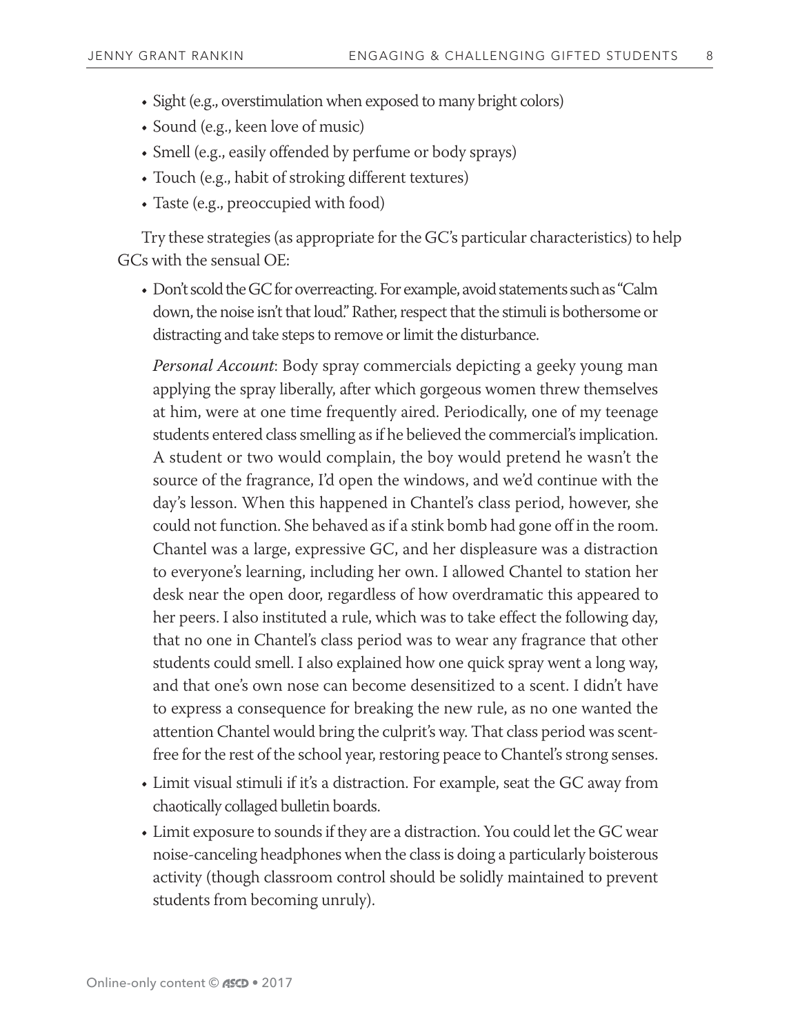- Sight (e.g., overstimulation when exposed to many bright colors)
- Sound (e.g., keen love of music)
- Smell (e.g., easily offended by perfume or body sprays)
- Touch (e.g., habit of stroking different textures)
- Taste (e.g., preoccupied with food)

Try these strategies (as appropriate for the GC's particular characteristics) to help GCs with the sensual OE:

- Don't scold the GC for overreacting. For example, avoid statements such as "Calm down, the noise isn't that loud." Rather, respect that the stimuli is bothersome or distracting and take steps to remove or limit the disturbance.

  *Personal Account*: Body spray commercials depicting a geeky young man applying the spray liberally, after which gorgeous women threw themselves at him, were at one time frequently aired. Periodically, one of my teenage students entered class smelling as if he believed the commercial's implication. A student or two would complain, the boy would pretend he wasn't the source of the fragrance, I'd open the windows, and we'd continue with the day's lesson. When this happened in Chantel's class period, however, she could not function. She behaved as if a stink bomb had gone off in the room. Chantel was a large, expressive GC, and her displeasure was a distraction to everyone's learning, including her own. I allowed Chantel to station her desk near the open door, regardless of how overdramatic this appeared to her peers. I also instituted a rule, which was to take effect the following day, that no one in Chantel's class period was to wear any fragrance that other students could smell. I also explained how one quick spray went a long way, and that one's own nose can become desensitized to a scent. I didn't have to express a consequence for breaking the new rule, as no one wanted the attention Chantel would bring the culprit's way. That class period was scent-free for the rest of the school year, restoring peace to Chantel's strong senses.

- Limit visual stimuli if it's a distraction. For example, seat the GC away from chaotically collaged bulletin boards.
- Limit exposure to sounds if they are a distraction. You could let the GC wear noise-canceling headphones when the class is doing a particularly boisterous activity (though classroom control should be solidly maintained to prevent students from becoming unruly).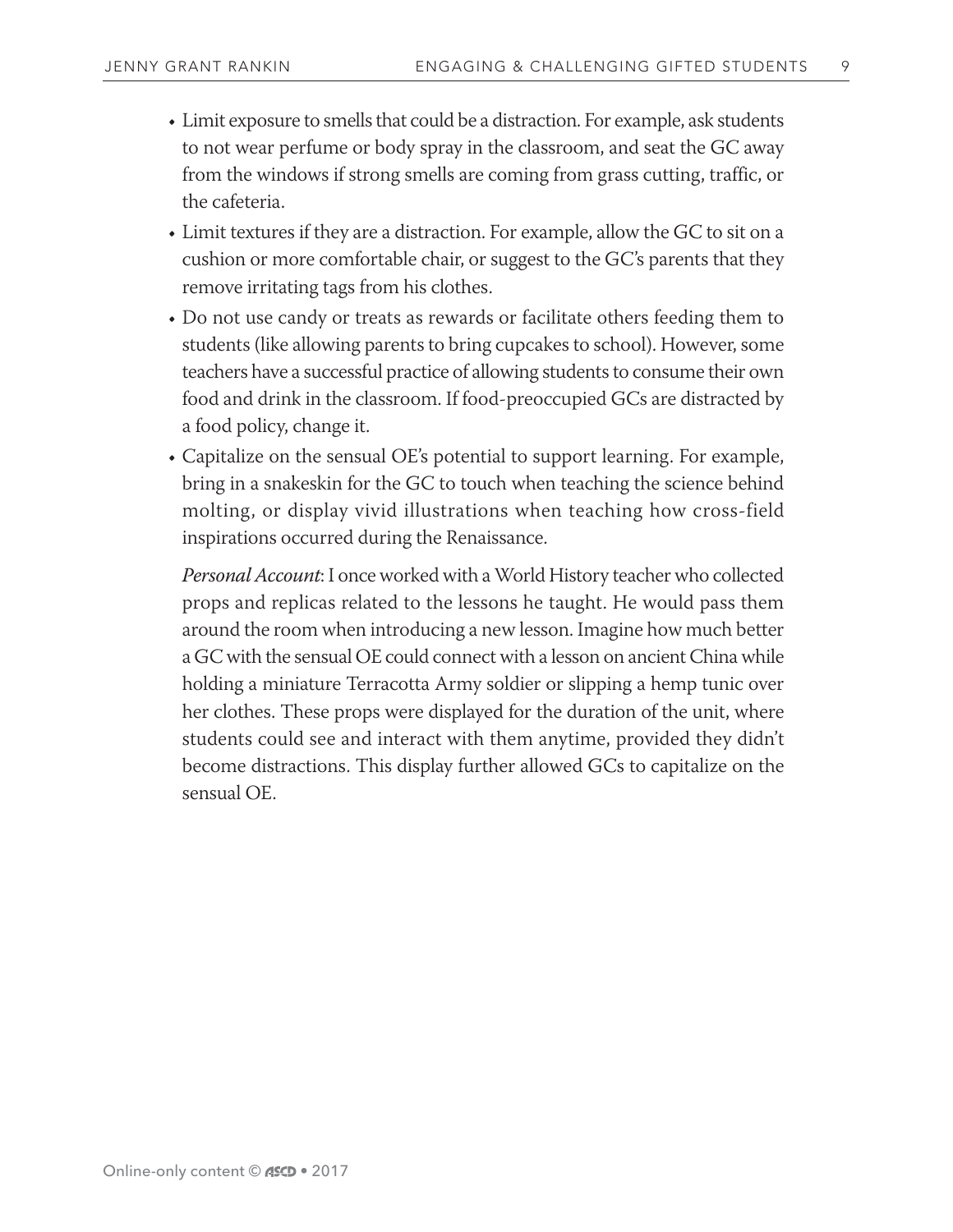- Limit exposure to smells that could be a distraction. For example, ask students to not wear perfume or body spray in the classroom, and seat the GC away from the windows if strong smells are coming from grass cutting, traffic, or the cafeteria.
- Limit textures if they are a distraction. For example, allow the GC to sit on a cushion or more comfortable chair, or suggest to the GC's parents that they remove irritating tags from his clothes.
- Do not use candy or treats as rewards or facilitate others feeding them to students (like allowing parents to bring cupcakes to school). However, some teachers have a successful practice of allowing students to consume their own food and drink in the classroom. If food-preoccupied GCs are distracted by a food policy, change it.
- Capitalize on the sensual OE's potential to support learning. For example, bring in a snakeskin for the GC to touch when teaching the science behind molting, or display vivid illustrations when teaching how cross-field inspirations occurred during the Renaissance.

  *Personal Account*: I once worked with a World History teacher who collected props and replicas related to the lessons he taught. He would pass them around the room when introducing a new lesson. Imagine how much better a GC with the sensual OE could connect with a lesson on ancient China while holding a miniature Terracotta Army soldier or slipping a hemp tunic over her clothes. These props were displayed for the duration of the unit, where students could see and interact with them anytime, provided they didn't become distractions. This display further allowed GCs to capitalize on the sensual OE.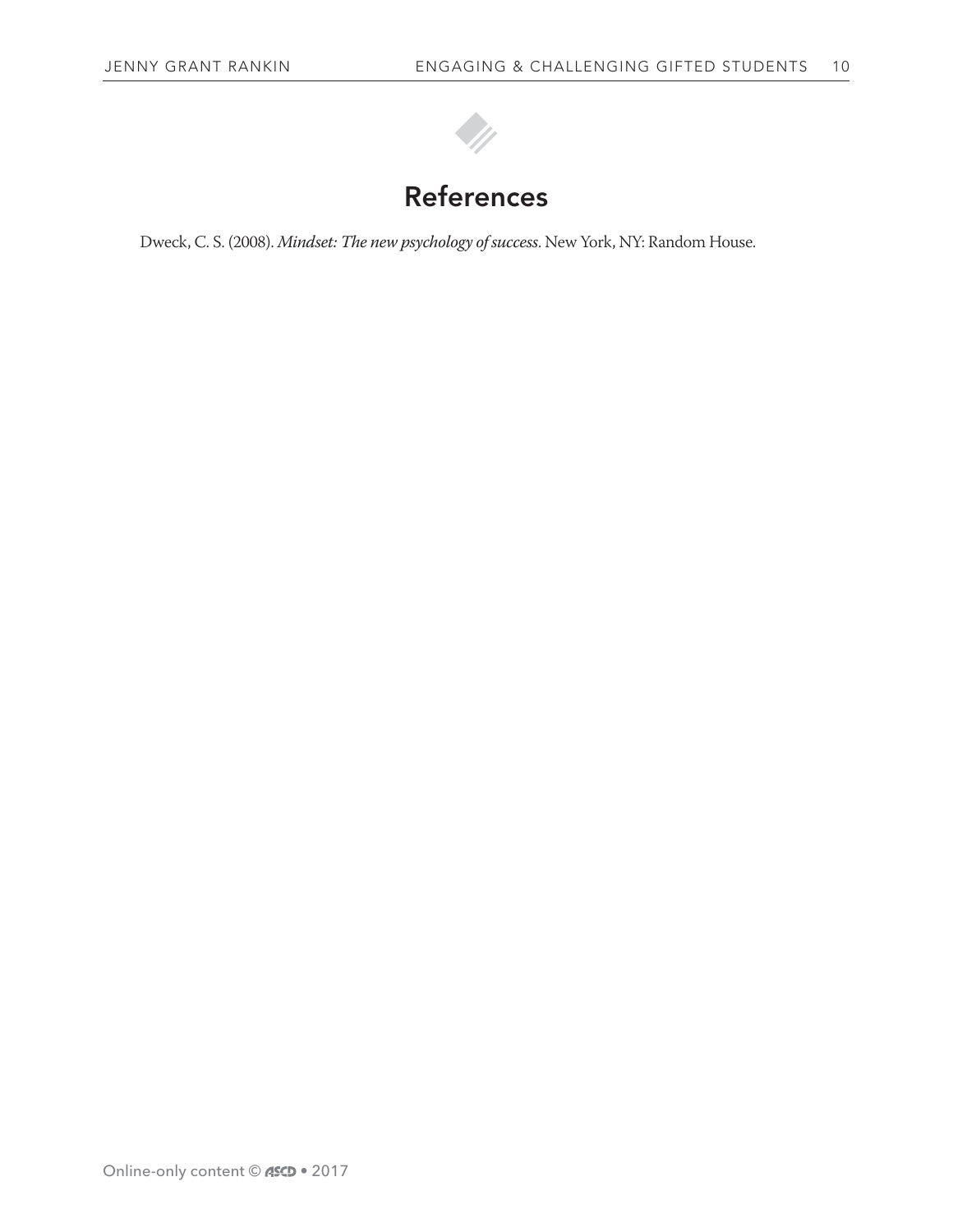# References

Dweck, C. S. (2008). *Mindset: The new psychology of success*. New York, NY: Random House.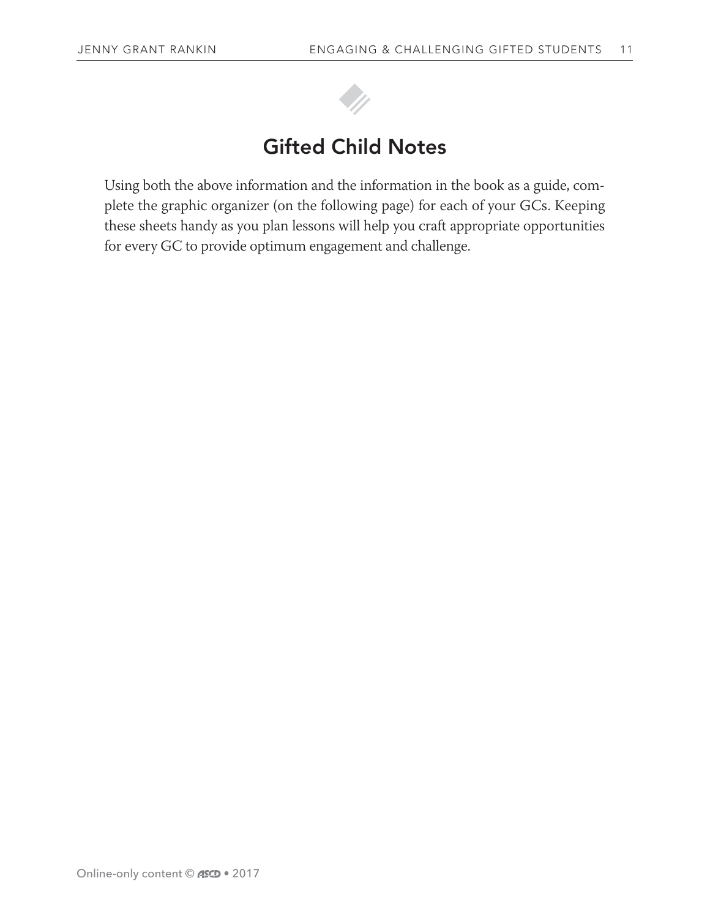## Gifted Child Notes

Using both the above information and the information in the book as a guide, complete the graphic organizer (on the following page) for each of your GCs. Keeping these sheets handy as you plan lessons will help you craft appropriate opportunities for every GC to provide optimum engagement and challenge.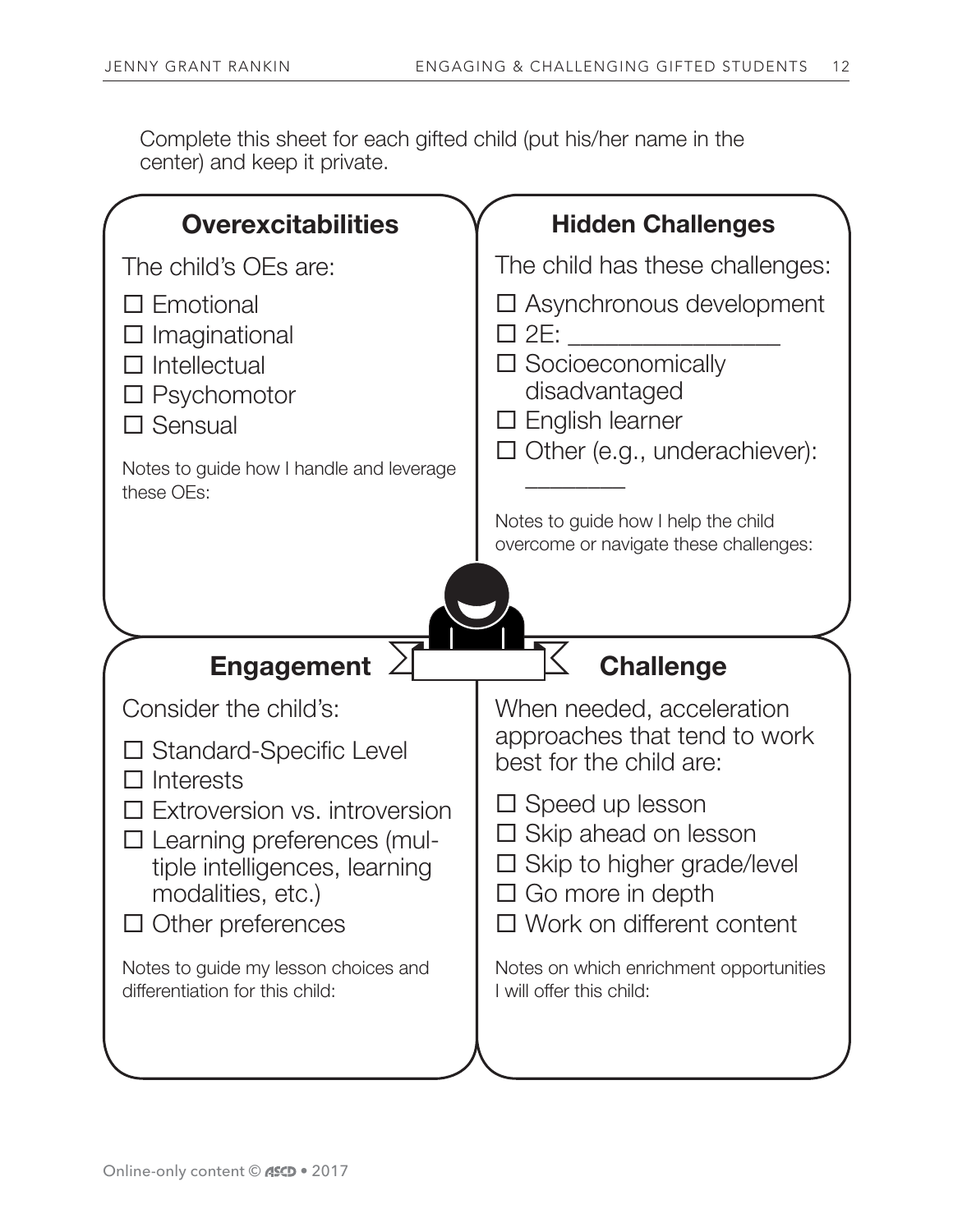Complete this sheet for each gifted child (put his/her name in the center) and keep it private.

## Overexcitabilities

The child's OEs are:

- ☐ Emotional
- ☐ Imaginational
- ☐ Intellectual
- ☐ Psychomotor
- ☐ Sensual

Notes to guide how I handle and leverage these OEs:

## Hidden Challenges

The child has these challenges:

- ☐ Asynchronous development
- ☐ 2E: ________________
- ☐ Socioeconomically disadvantaged
- ☐ English learner
- ☐ Other (e.g., underachiever): ________

Notes to guide how I help the child overcome or navigate these challenges:

## Engagement

Consider the child's:

- ☐ Standard-Specific Level
- ☐ Interests
- ☐ Extroversion vs. introversion
- ☐ Learning preferences (multiple intelligences, learning modalities, etc.)
- ☐ Other preferences

Notes to guide my lesson choices and differentiation for this child:

## Challenge

When needed, acceleration approaches that tend to work best for the child are:

- ☐ Speed up lesson
- ☐ Skip ahead on lesson
- ☐ Skip to higher grade/level
- ☐ Go more in depth
- ☐ Work on different content

Notes on which enrichment opportunities I will offer this child:

Online-only content © ASCD • 2017